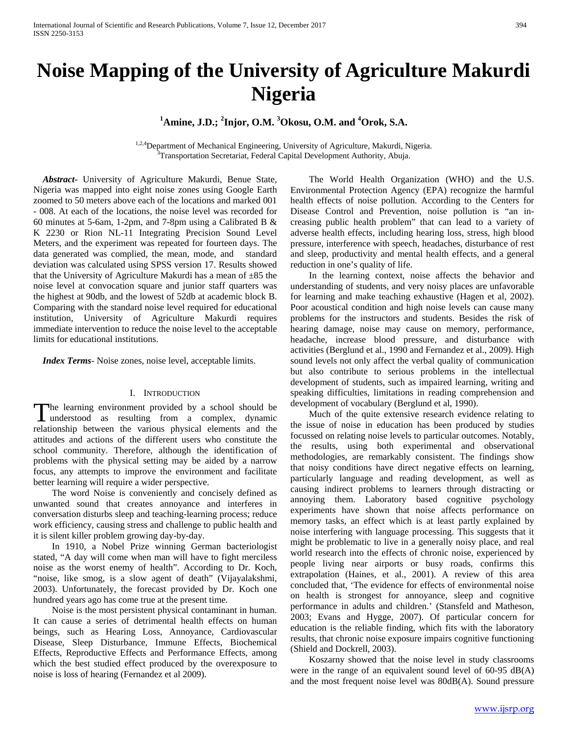# Noise Mapping of the University of Agriculture Makurdi Nigeria

**[1]Amine, J.D.; [2]Injor, O.M. [3]Okosu, O.M. and [4]Orok, S.A.**

[1,2,4]Department of Mechanical Engineering, University of Agriculture, Makurdi, Nigeria.
[3]Transportation Secretariat, Federal Capital Development Authority, Abuja.

***Abstract*-** University of Agriculture Makurdi, Benue State, Nigeria was mapped into eight noise zones using Google Earth zoomed to 50 meters above each of the locations and marked 001 - 008. At each of the locations, the noise level was recorded for 60 minutes at 5-6am, 1-2pm, and 7-8pm using a Calibrated B & K 2230 or Rion NL-11 Integrating Precision Sound Level Meters, and the experiment was repeated for fourteen days. The data generated was complied, the mean, mode, and standard deviation was calculated using SPSS version 17. Results showed that the University of Agriculture Makurdi has a mean of ±85 the noise level at convocation square and junior staff quarters was the highest at 90db, and the lowest of 52db at academic block B. Comparing with the standard noise level required for educational institution, University of Agriculture Makurdi requires immediate intervention to reduce the noise level to the acceptable limits for educational institutions.

***Index Terms*-** Noise zones, noise level, acceptable limits.

## I. Introduction

The learning environment provided by a school should be understood as resulting from a complex, dynamic relationship between the various physical elements and the attitudes and actions of the different users who constitute the school community. Therefore, although the identification of problems with the physical setting may be aided by a narrow focus, any attempts to improve the environment and facilitate better learning will require a wider perspective.

The word Noise is conveniently and concisely defined as unwanted sound that creates annoyance and interferes in conversation disturbs sleep and teaching-learning process; reduce work efficiency, causing stress and challenge to public health and it is silent killer problem growing day-by-day.

In 1910, a Nobel Prize winning German bacteriologist stated, "A day will come when man will have to fight merciless noise as the worst enemy of health". According to Dr. Koch, "noise, like smog, is a slow agent of death" (Vijayalakshmi, 2003). Unfortunately, the forecast provided by Dr. Koch one hundred years ago has come true at the present time.

Noise is the most persistent physical contaminant in human. It can cause a series of detrimental health effects on human beings, such as Hearing Loss, Annoyance, Cardiovascular Disease, Sleep Disturbance, Immune Effects, Biochemical Effects, Reproductive Effects and Performance Effects, among which the best studied effect produced by the overexposure to noise is loss of hearing (Fernandez et al 2009).

The World Health Organization (WHO) and the U.S. Environmental Protection Agency (EPA) recognize the harmful health effects of noise pollution. According to the Centers for Disease Control and Prevention, noise pollution is "an increasing public health problem" that can lead to a variety of adverse health effects, including hearing loss, stress, high blood pressure, interference with speech, headaches, disturbance of rest and sleep, productivity and mental health effects, and a general reduction in one's quality of life.

In the learning context, noise affects the behavior and understanding of students, and very noisy places are unfavorable for learning and make teaching exhaustive (Hagen et al, 2002). Poor acoustical condition and high noise levels can cause many problems for the instructors and students. Besides the risk of hearing damage, noise may cause on memory, performance, headache, increase blood pressure, and disturbance with activities (Berglund et al., 1990 and Fernandez et al., 2009). High sound levels not only affect the verbal quality of communication but also contribute to serious problems in the intellectual development of students, such as impaired learning, writing and speaking difficulties, limitations in reading comprehension and development of vocabulary (Berglund et al, 1990).

Much of the quite extensive research evidence relating to the issue of noise in education has been produced by studies focussed on relating noise levels to particular outcomes. Notably, the results, using both experimental and observational methodologies, are remarkably consistent. The findings show that noisy conditions have direct negative effects on learning, particularly language and reading development, as well as causing indirect problems to learners through distracting or annoying them. Laboratory based cognitive psychology experiments have shown that noise affects performance on memory tasks, an effect which is at least partly explained by noise interfering with language processing. This suggests that it might be problematic to live in a generally noisy place, and real world research into the effects of chronic noise, experienced by people living near airports or busy roads, confirms this extrapolation (Haines, et al., 2001). A review of this area concluded that, 'The evidence for effects of environmental noise on health is strongest for annoyance, sleep and cognitive performance in adults and children.' (Stansfeld and Matheson, 2003; Evans and Hygge, 2007). Of particular concern for education is the reliable finding, which fits with the laboratory results, that chronic noise exposure impairs cognitive functioning (Shield and Dockrell, 2003).

Koszarny showed that the noise level in study classrooms were in the range of an equivalent sound level of 60-95 dB(A) and the most frequent noise level was 80dB(A). Sound pressure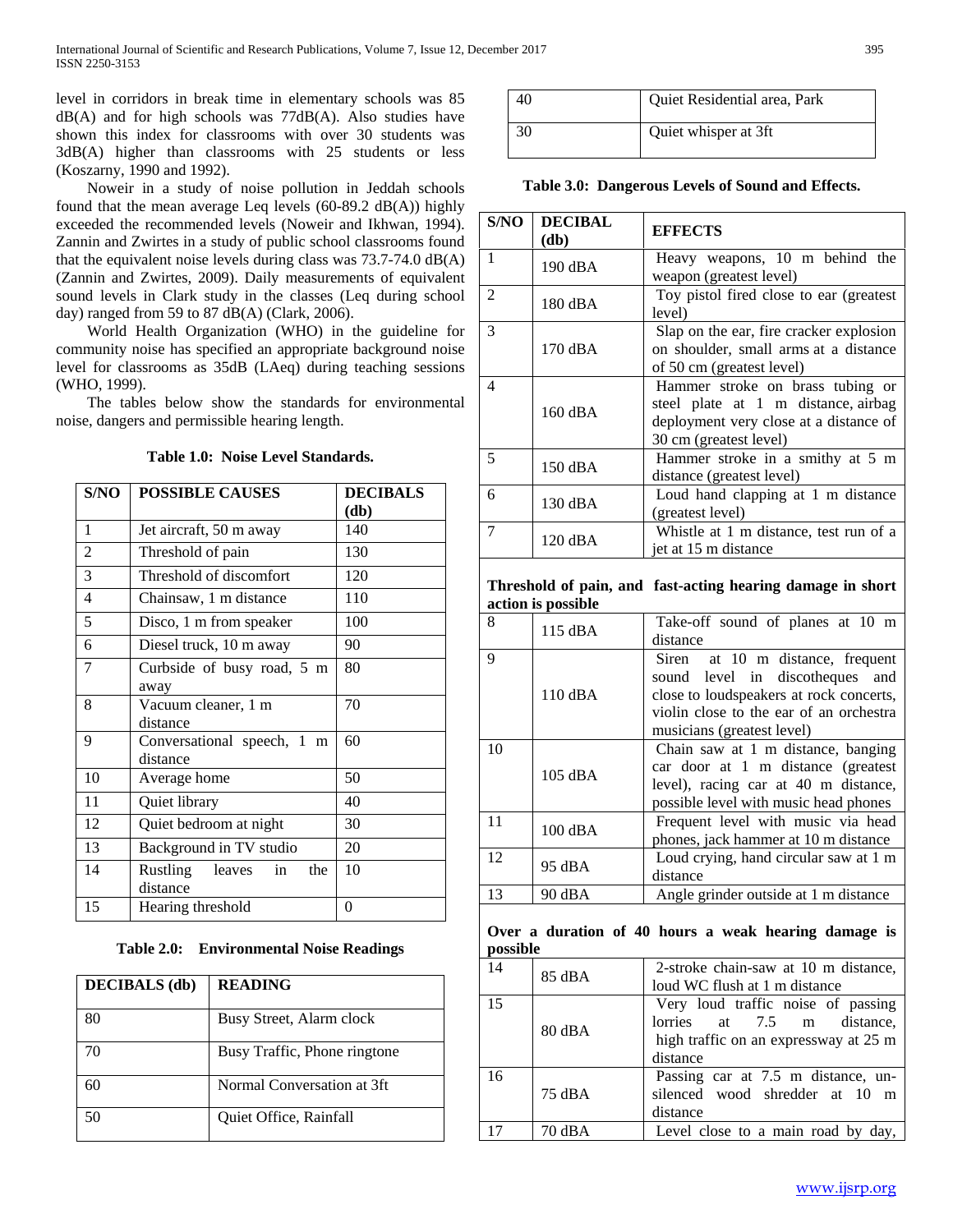level in corridors in break time in elementary schools was 85 dB(A) and for high schools was 77dB(A). Also studies have shown this index for classrooms with over 30 students was 3dB(A) higher than classrooms with 25 students or less (Koszarny, 1990 and 1992).

Noweir in a study of noise pollution in Jeddah schools found that the mean average Leq levels (60-89.2 dB(A)) highly exceeded the recommended levels (Noweir and Ikhwan, 1994). Zannin and Zwirtes in a study of public school classrooms found that the equivalent noise levels during class was 73.7-74.0 dB(A) (Zannin and Zwirtes, 2009). Daily measurements of equivalent sound levels in Clark study in the classes (Leq during school day) ranged from 59 to 87 dB(A) (Clark, 2006).

World Health Organization (WHO) in the guideline for community noise has specified an appropriate background noise level for classrooms as 35dB (LAeq) during teaching sessions (WHO, 1999).

The tables below show the standards for environmental noise, dangers and permissible hearing length.

**Table 1.0: Noise Level Standards.**

| S/NO | POSSIBLE CAUSES | DECIBALS (db) |
|---|---|---|
| 1 | Jet aircraft, 50 m away | 140 |
| 2 | Threshold of pain | 130 |
| 3 | Threshold of discomfort | 120 |
| 4 | Chainsaw, 1 m distance | 110 |
| 5 | Disco, 1 m from speaker | 100 |
| 6 | Diesel truck, 10 m away | 90 |
| 7 | Curbside of busy road, 5 m away | 80 |
| 8 | Vacuum cleaner, 1 m distance | 70 |
| 9 | Conversational speech, 1 m distance | 60 |
| 10 | Average home | 50 |
| 11 | Quiet library | 40 |
| 12 | Quiet bedroom at night | 30 |
| 13 | Background in TV studio | 20 |
| 14 | Rustling leaves in the distance | 10 |
| 15 | Hearing threshold | 0 |

**Table 2.0: Environmental Noise Readings**

| DECIBALS (db) | READING |
|---|---|
| 80 | Busy Street, Alarm clock |
| 70 | Busy Traffic, Phone ringtone |
| 60 | Normal Conversation at 3ft |
| 50 | Quiet Office, Rainfall |
| 40 | Quiet Residential area, Park |
| 30 | Quiet whisper at 3ft |

**Table 3.0: Dangerous Levels of Sound and Effects.**

| S/NO | DECIBAL (db) | EFFECTS |
|---|---|---|
| 1 | 190 dBA | Heavy weapons, 10 m behind the weapon (greatest level) |
| 2 | 180 dBA | Toy pistol fired close to ear (greatest level) |
| 3 | 170 dBA | Slap on the ear, fire cracker explosion on shoulder, small arms at a distance of 50 cm (greatest level) |
| 4 | 160 dBA | Hammer stroke on brass tubing or steel plate at 1 m distance, airbag deployment very close at a distance of 30 cm (greatest level) |
| 5 | 150 dBA | Hammer stroke in a smithy at 5 m distance (greatest level) |
| 6 | 130 dBA | Loud hand clapping at 1 m distance (greatest level) |
| 7 | 120 dBA | Whistle at 1 m distance, test run of a jet at 15 m distance |
| **Threshold of pain, and fast-acting hearing damage in short action is possible** | | |
| 8 | 115 dBA | Take-off sound of planes at 10 m distance |
| 9 | 110 dBA | Siren at 10 m distance, frequent sound level in discotheques and close to loudspeakers at rock concerts, violin close to the ear of an orchestra musicians (greatest level) |
| 10 | 105 dBA | Chain saw at 1 m distance, banging car door at 1 m distance (greatest level), racing car at 40 m distance, possible level with music head phones |
| 11 | 100 dBA | Frequent level with music via head phones, jack hammer at 10 m distance |
| 12 | 95 dBA | Loud crying, hand circular saw at 1 m distance |
| 13 | 90 dBA | Angle grinder outside at 1 m distance |
| **Over a duration of 40 hours a weak hearing damage is possible** | | |
| 14 | 85 dBA | 2-stroke chain-saw at 10 m distance, loud WC flush at 1 m distance |
| 15 | 80 dBA | Very loud traffic noise of passing lorries at 7.5 m distance, high traffic on an expressway at 25 m distance |
| 16 | 75 dBA | Passing car at 7.5 m distance, un-silenced wood shredder at 10 m distance |
| 17 | 70 dBA | Level close to a main road by day, |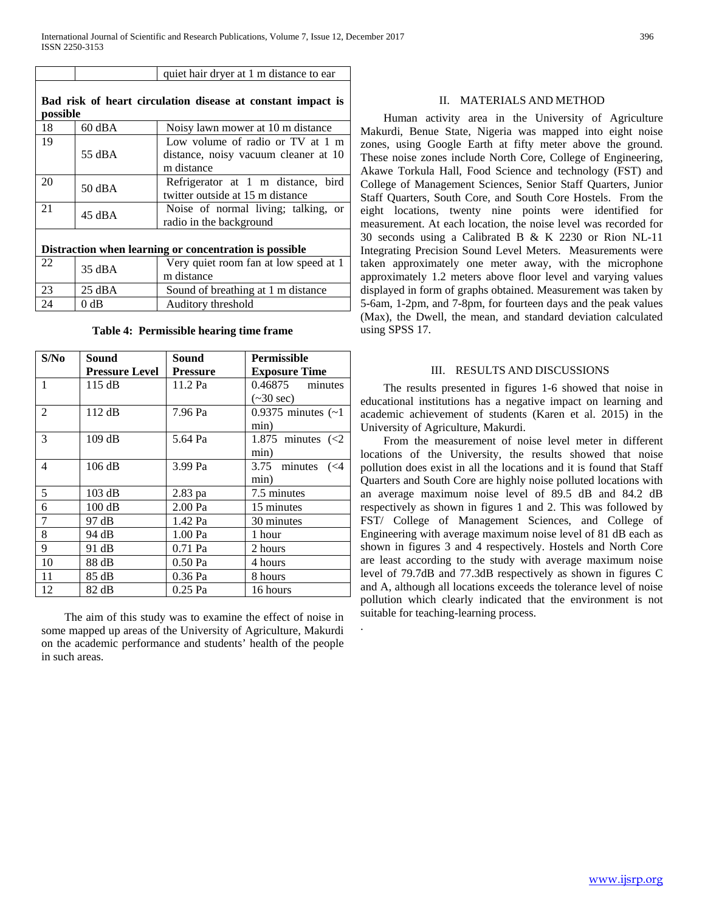| | | quiet hair dryer at 1 m distance to ear |
|---|---|---|
| **Bad risk of heart circulation disease at constant impact is possible** | | |
| 18 | 60 dBA | Noisy lawn mower at 10 m distance |
| 19 | 55 dBA | Low volume of radio or TV at 1 m distance, noisy vacuum cleaner at 10 m distance |
| 20 | 50 dBA | Refrigerator at 1 m distance, bird twitter outside at 15 m distance |
| 21 | 45 dBA | Noise of normal living; talking, or radio in the background |
| **Distraction when learning or concentration is possible** | | |
| 22 | 35 dBA | Very quiet room fan at low speed at 1 m distance |
| 23 | 25 dBA | Sound of breathing at 1 m distance |
| 24 | 0 dB | Auditory threshold |

**Table 4: Permissible hearing time frame**

| S/No | Sound Pressure Level | Sound Pressure | Permissible Exposure Time |
|---|---|---|---|
| 1 | 115 dB | 11.2 Pa | 0.46875 minutes (~30 sec) |
| 2 | 112 dB | 7.96 Pa | 0.9375 minutes (~1 min) |
| 3 | 109 dB | 5.64 Pa | 1.875 minutes (<2 min) |
| 4 | 106 dB | 3.99 Pa | 3.75 minutes (<4 min) |
| 5 | 103 dB | 2.83 pa | 7.5 minutes |
| 6 | 100 dB | 2.00 Pa | 15 minutes |
| 7 | 97 dB | 1.42 Pa | 30 minutes |
| 8 | 94 dB | 1.00 Pa | 1 hour |
| 9 | 91 dB | 0.71 Pa | 2 hours |
| 10 | 88 dB | 0.50 Pa | 4 hours |
| 11 | 85 dB | 0.36 Pa | 8 hours |
| 12 | 82 dB | 0.25 Pa | 16 hours |

The aim of this study was to examine the effect of noise in some mapped up areas of the University of Agriculture, Makurdi on the academic performance and students' health of the people in such areas.

## II. MATERIALS AND METHOD

Human activity area in the University of Agriculture Makurdi, Benue State, Nigeria was mapped into eight noise zones, using Google Earth at fifty meter above the ground. These noise zones include North Core, College of Engineering, Akawe Torkula Hall, Food Science and technology (FST) and College of Management Sciences, Senior Staff Quarters, Junior Staff Quarters, South Core, and South Core Hostels. From the eight locations, twenty nine points were identified for measurement. At each location, the noise level was recorded for 30 seconds using a Calibrated B & K 2230 or Rion NL-11 Integrating Precision Sound Level Meters. Measurements were taken approximately one meter away, with the microphone approximately 1.2 meters above floor level and varying values displayed in form of graphs obtained. Measurement was taken by 5-6am, 1-2pm, and 7-8pm, for fourteen days and the peak values (Max), the Dwell, the mean, and standard deviation calculated using SPSS 17.

## III. RESULTS AND DISCUSSIONS

The results presented in figures 1-6 showed that noise in educational institutions has a negative impact on learning and academic achievement of students (Karen et al. 2015) in the University of Agriculture, Makurdi.

From the measurement of noise level meter in different locations of the University, the results showed that noise pollution does exist in all the locations and it is found that Staff Quarters and South Core are highly noise polluted locations with an average maximum noise level of 89.5 dB and 84.2 dB respectively as shown in figures 1 and 2. This was followed by FST/ College of Management Sciences, and College of Engineering with average maximum noise level of 81 dB each as shown in figures 3 and 4 respectively. Hostels and North Core are least according to the study with average maximum noise level of 79.7dB and 77.3dB respectively as shown in figures C and A, although all locations exceeds the tolerance level of noise pollution which clearly indicated that the environment is not suitable for teaching-learning process.

.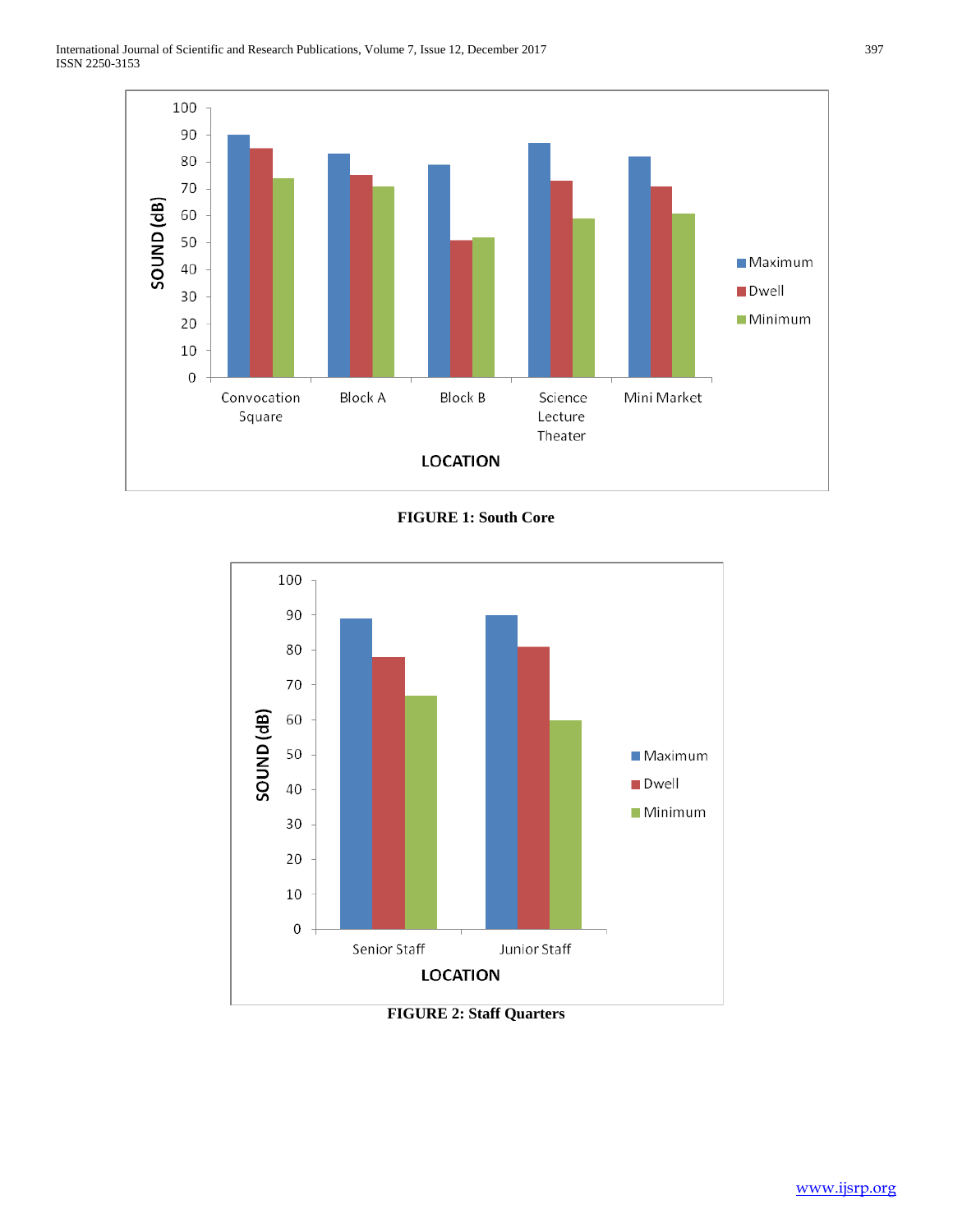**FIGURE 1: South Core**

**FIGURE 2: Staff Quarters**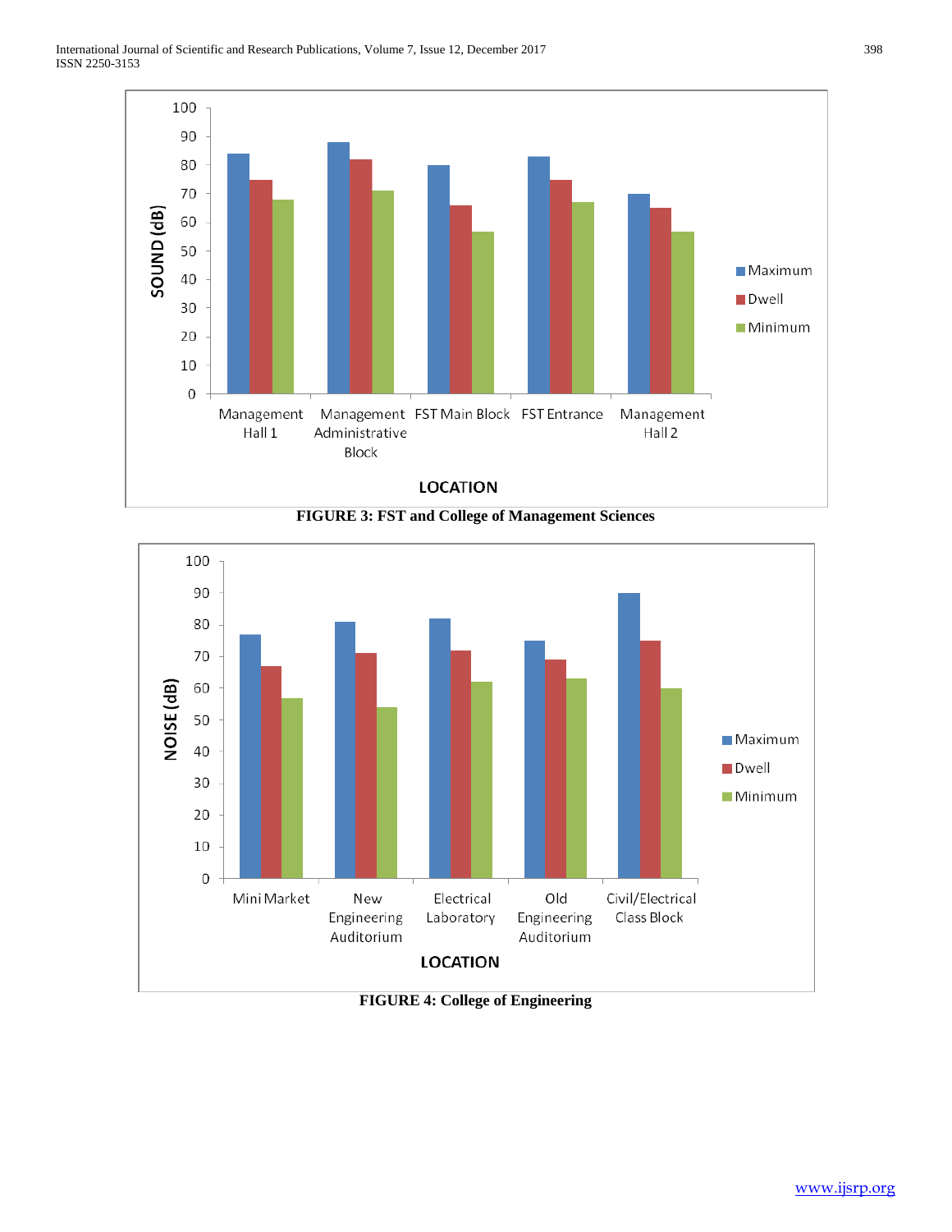FIGURE 3: FST and College of Management Sciences

FIGURE 4: College of Engineering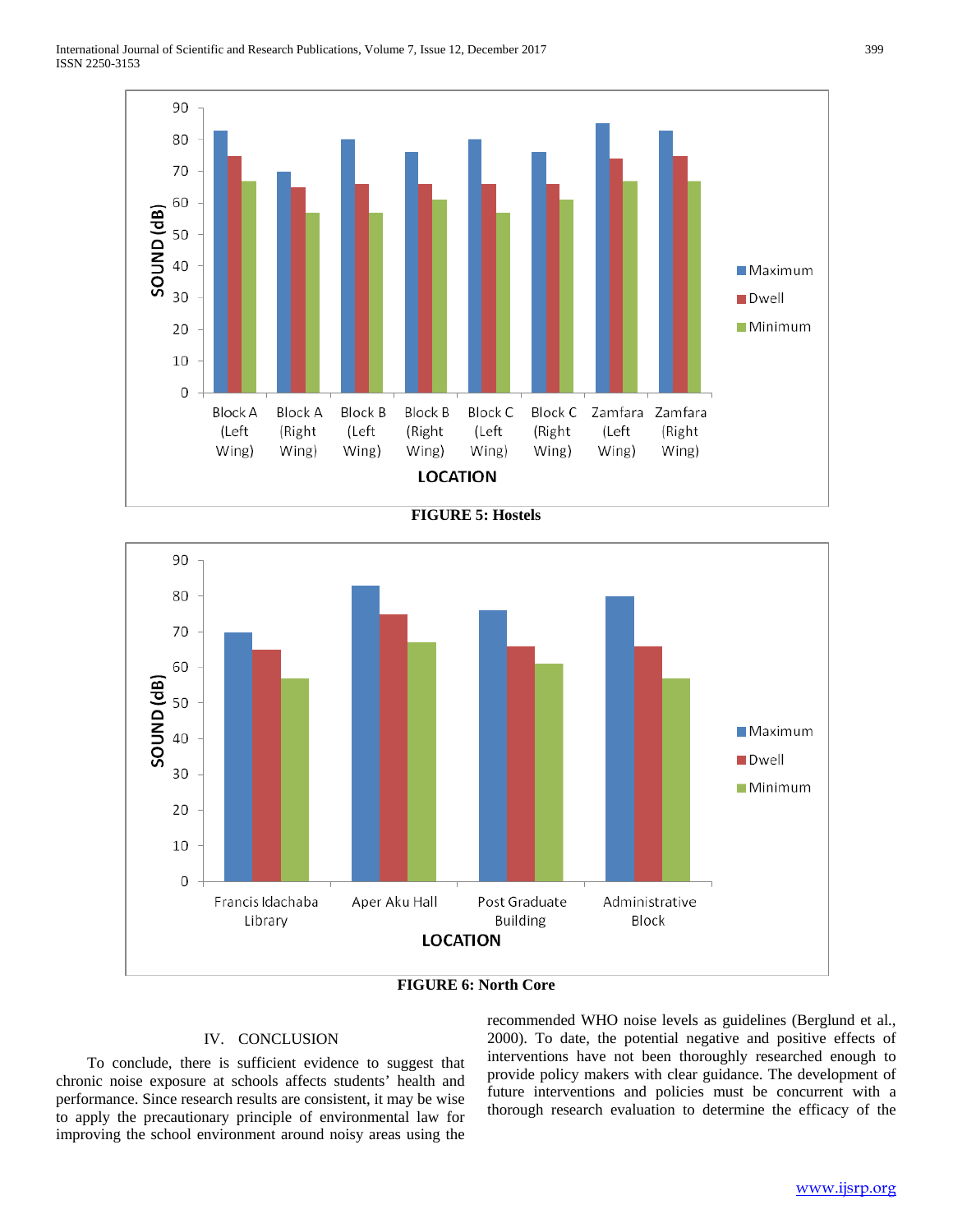FIGURE 5: Hostels

FIGURE 6: North Core

## IV. CONCLUSION

To conclude, there is sufficient evidence to suggest that chronic noise exposure at schools affects students' health and performance. Since research results are consistent, it may be wise to apply the precautionary principle of environmental law for improving the school environment around noisy areas using the recommended WHO noise levels as guidelines (Berglund et al., 2000). To date, the potential negative and positive effects of interventions have not been thoroughly researched enough to provide policy makers with clear guidance. The development of future interventions and policies must be concurrent with a thorough research evaluation to determine the efficacy of the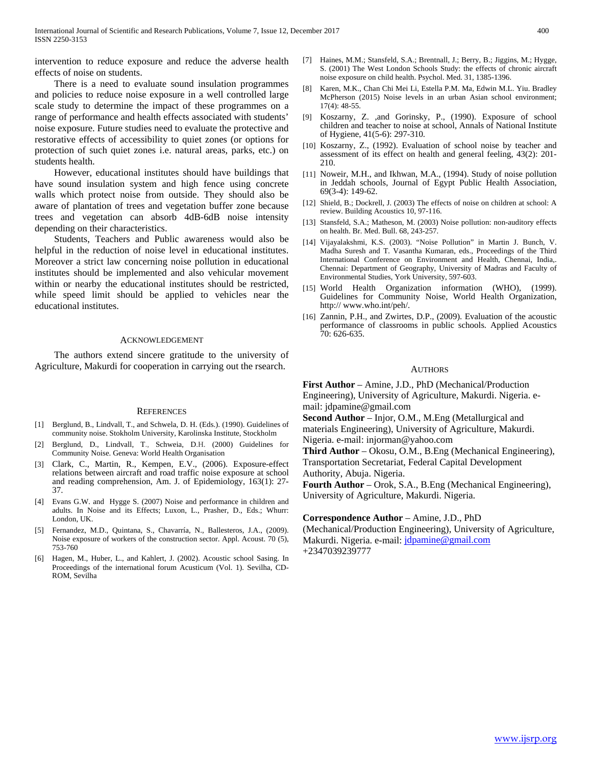intervention to reduce exposure and reduce the adverse health effects of noise on students.

There is a need to evaluate sound insulation programmes and policies to reduce noise exposure in a well controlled large scale study to determine the impact of these programmes on a range of performance and health effects associated with students' noise exposure. Future studies need to evaluate the protective and restorative effects of accessibility to quiet zones (or options for protection of such quiet zones i.e. natural areas, parks, etc.) on students health.

However, educational institutes should have buildings that have sound insulation system and high fence using concrete walls which protect noise from outside. They should also be aware of plantation of trees and vegetation buffer zone because trees and vegetation can absorb 4dB-6dB noise intensity depending on their characteristics.

Students, Teachers and Public awareness would also be helpful in the reduction of noise level in educational institutes. Moreover a strict law concerning noise pollution in educational institutes should be implemented and also vehicular movement within or nearby the educational institutes should be restricted, while speed limit should be applied to vehicles near the educational institutes.

## ACKNOWLEDGEMENT

The authors extend sincere gratitude to the university of Agriculture, Makurdi for cooperation in carrying out the rsearch.

## REFERENCES

[1] Berglund, B., Lindvall, T., and Schwela, D. H. (Eds.). (1990). Guidelines of community noise. Stokholm University, Karolinska Institute, Stockholm

[2] Berglund, D., Lindvall, T., Schweia, D.H. (2000) Guidelines for Community Noise. Geneva: World Health Organisation

[3] Clark, C., Martin, R., Kempen, E.V., (2006). Exposure-effect relations between aircraft and road traffic noise exposure at school and reading comprehension, Am. J. of Epidemiology, 163(1): 27-37.

[4] Evans G.W. and Hygge S. (2007) Noise and performance in children and adults. In Noise and its Effects; Luxon, L., Prasher, D., Eds.; Whurr: London, UK.

[5] Fernandez, M.D., Quintana, S., Chavarría, N., Ballesteros, J.A., (2009). Noise exposure of workers of the construction sector. Appl. Acoust. 70 (5), 753-760

[6] Hagen, M., Huber, L., and Kahlert, J. (2002). Acoustic school Sasing. In Proceedings of the international forum Acusticum (Vol. 1). Sevilha, CD-ROM, Sevilha

[7] Haines, M.M.; Stansfeld, S.A.; Brentnall, J.; Berry, B.; Jiggins, M.; Hygge, S. (2001) The West London Schools Study: the effects of chronic aircraft noise exposure on child health. Psychol. Med. 31, 1385-1396.

[8] Karen, M.K., Chan Chi Mei Li, Estella P.M. Ma, Edwin M.L. Yiu. Bradley McPherson (2015) Noise levels in an urban Asian school environment; 17(4): 48-55.

[9] Koszarny, Z. ,and Gorinsky, P., (1990). Exposure of school children and teacher to noise at school, Annals of National Institute of Hygiene, 41(5-6): 297-310.

[10] Koszarny, Z., (1992). Evaluation of school noise by teacher and assessment of its effect on health and general feeling, 43(2): 201-210.

[11] Noweir, M.H., and Ikhwan, M.A., (1994). Study of noise pollution in Jeddah schools, Journal of Egypt Public Health Association, 69(3-4): 149-62.

[12] Shield, B.; Dockrell, J. (2003) The effects of noise on children at school: A review. Building Acoustics 10, 97-116.

[13] Stansfeld, S.A.; Matheson, M. (2003) Noise pollution: non-auditory effects on health. Br. Med. Bull. 68, 243-257.

[14] Vijayalakshmi, K.S. (2003). "Noise Pollution" in Martin J. Bunch, V. Madha Suresh and T. Vasantha Kumaran, eds., Proceedings of the Third International Conference on Environment and Health, Chennai, India,. Chennai: Department of Geography, University of Madras and Faculty of Environmental Studies, York University, 597-603.

[15] World Health Organization information (WHO), (1999). Guidelines for Community Noise, World Health Organization, http:// www.who.int/peh/.

[16] Zannin, P.H., and Zwirtes, D.P., (2009). Evaluation of the acoustic performance of classrooms in public schools. Applied Acoustics 70: 626-635.

## AUTHORS

**First Author** – Amine, J.D., PhD (Mechanical/Production Engineering), University of Agriculture, Makurdi. Nigeria. e-mail: jdpamine@gmail.com

**Second Author** – Injor, O.M., M.Eng (Metallurgical and materials Engineering), University of Agriculture, Makurdi. Nigeria. e-mail: injorman@yahoo.com

**Third Author** – Okosu, O.M., B.Eng (Mechanical Engineering), Transportation Secretariat, Federal Capital Development Authority, Abuja. Nigeria.

**Fourth Author** – Orok, S.A., B.Eng (Mechanical Engineering), University of Agriculture, Makurdi. Nigeria.

**Correspondence Author** – Amine, J.D., PhD (Mechanical/Production Engineering), University of Agriculture, Makurdi. Nigeria. e-mail: jdpamine@gmail.com +2347039239777